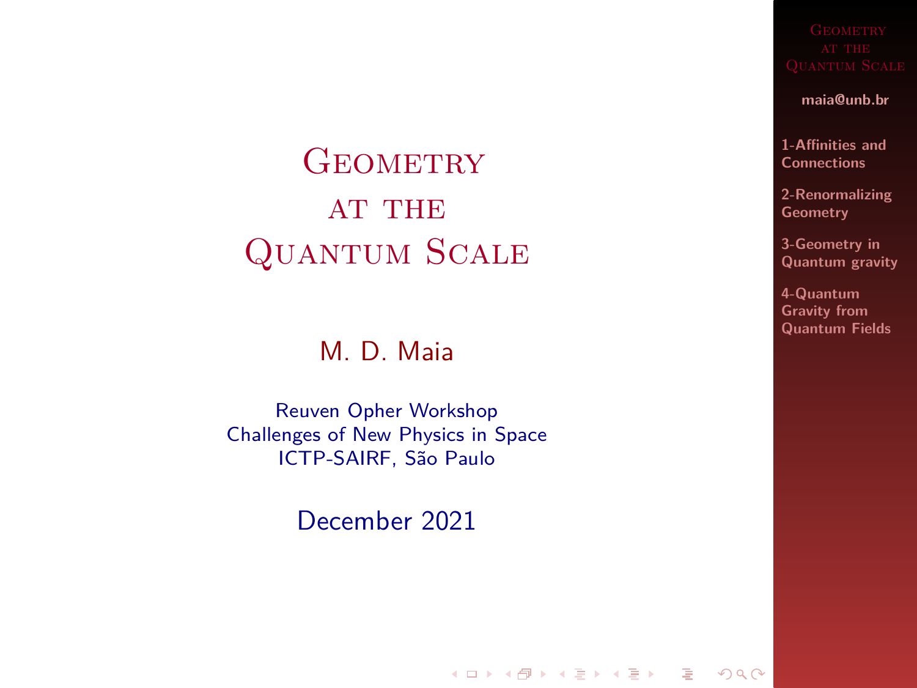# Geometry at the Quantum Scale

M. D. Maia

Reuven Opher Workshop
Challenges of New Physics in Space
ICTP-SAIRF, São Paulo

December 2021

maia@unb.br

1-Affinities and Connections

2-Renormalizing Geometry

3-Geometry in Quantum gravity

4-Quantum Gravity from Quantum Fields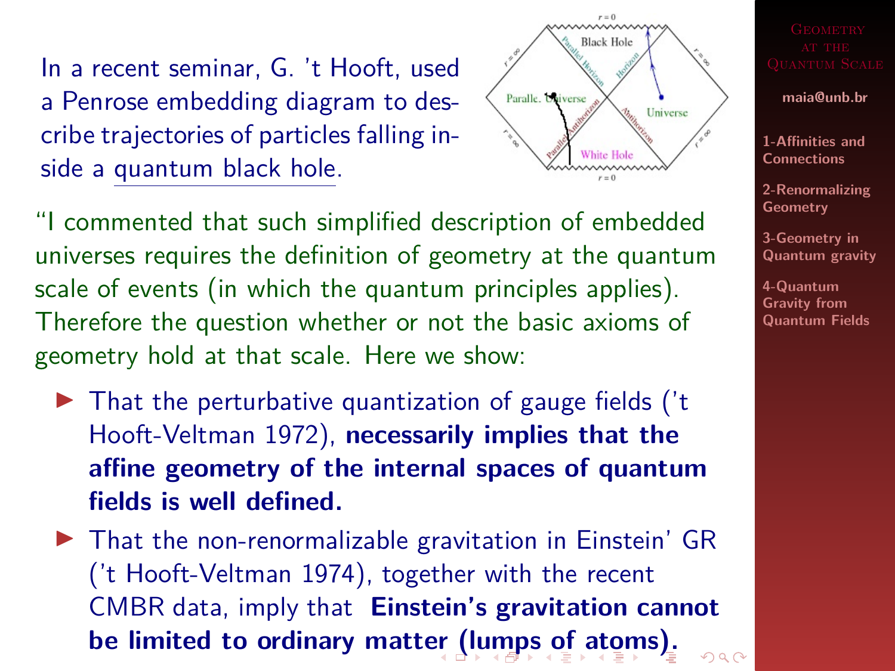In a recent seminar, G. 't Hooft, used a Penrose embedding diagram to describe trajectories of particles falling inside a quantum black hole.

"I commented that such simplified description of embedded universes requires the definition of geometry at the quantum scale of events (in which the quantum principles applies). Therefore the question whether or not the basic axioms of geometry hold at that scale. Here we show:

- That the perturbative quantization of gauge fields ('t Hooft-Veltman 1972), **necessarily implies that the affine geometry of the internal spaces of quantum fields is well defined.**
- That the non-renormalizable gravitation in Einstein' GR ('t Hooft-Veltman 1974), together with the recent CMBR data, imply that **Einstein's gravitation cannot be limited to ordinary matter (lumps of atoms).**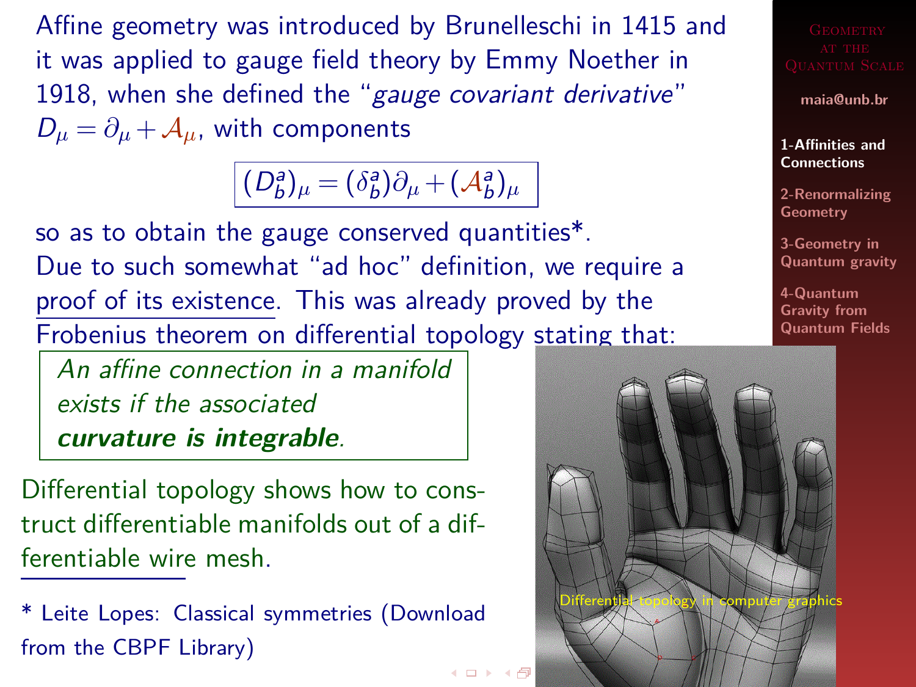Affine geometry was introduced by Brunelleschi in 1415 and it was applied to gauge field theory by Emmy Noether in 1918, when she defined the "*gauge covariant derivative*" $D_\mu = \partial_\mu + \mathcal{A}_\mu$, with components

$$(D^a_b)_\mu = (\delta^a_b)\partial_\mu + (\mathcal{A}^a_b)_\mu$$

so as to obtain the gauge conserved quantities*.
Due to such somewhat "ad hoc" definition, we require a proof of its existence. This was already proved by the Frobenius theorem on differential topology stating that:

> *An affine connection in a manifold exists if the associated* ***curvature is integrable****.*

Differential topology shows how to construct differentiable manifolds out of a differentiable wire mesh.

Differential topology in computer graphics

\* Leite Lopes: Classical symmetries (Download from the CBPF Library)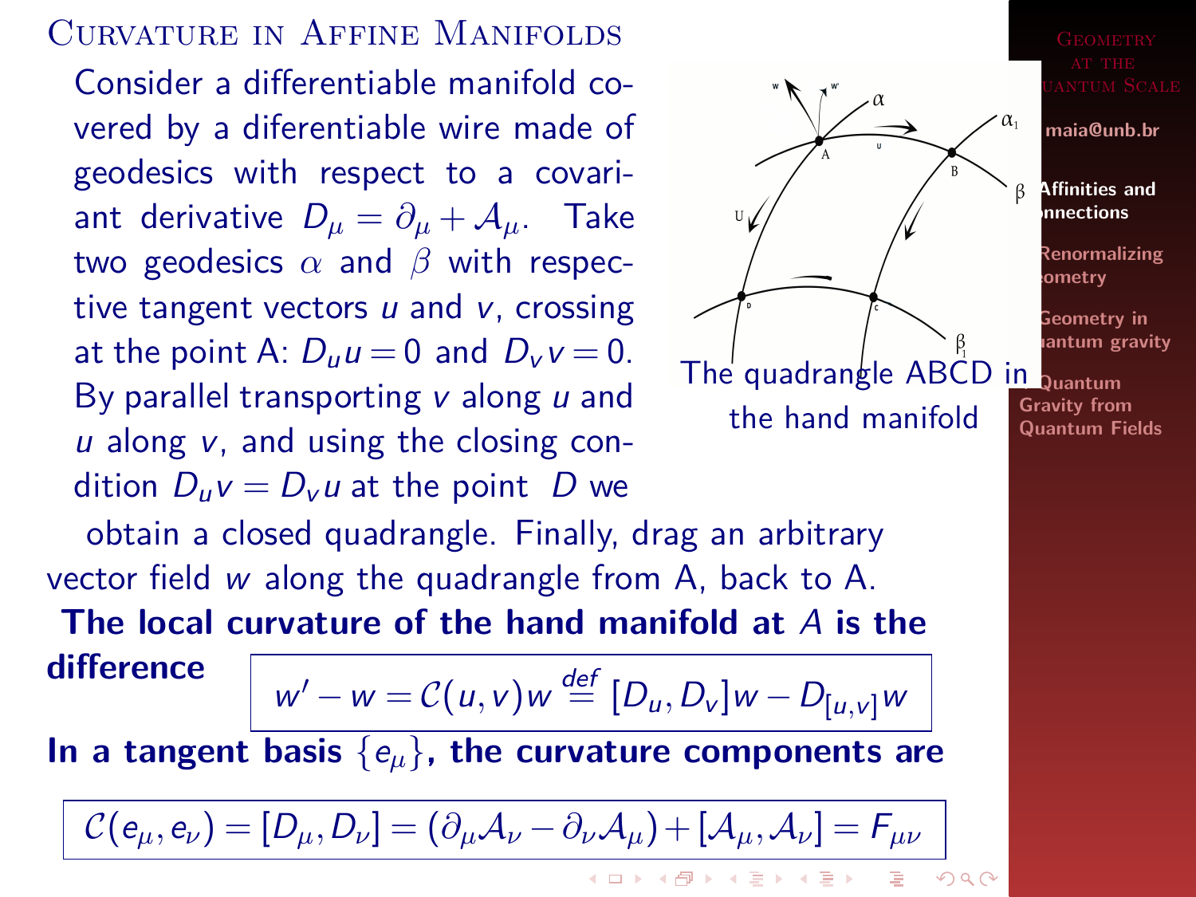## Curvature in Affine Manifolds

Consider a differentiable manifold covered by a diferentiable wire made of geodesics with respect to a covariant derivative $D_\mu = \partial_\mu + \mathcal{A}_\mu$. Take two geodesics $\alpha$ and $\beta$ with respective tangent vectors $u$ and $v$, crossing at the point A: $D_u u = 0$ and $D_v v = 0$. By parallel transporting $v$ along $u$ and $u$ along $v$, and using the closing condition $D_u v = D_v u$ at the point $D$ we obtain a closed quadrangle. Finally, drag an arbitrary vector field $w$ along the quadrangle from A, back to A.

The quadrangle ABCD in the hand manifold

**The local curvature of the hand manifold at $A$ is the difference**

$$w' - w = \mathcal{C}(u,v)w \stackrel{def}{=} [D_u, D_v]w - D_{[u,v]}w$$

**In a tangent basis $\{e_\mu\}$, the curvature components are**

$$\mathcal{C}(e_\mu, e_\nu) = [D_\mu, D_\nu] = (\partial_\mu \mathcal{A}_\nu - \partial_\nu \mathcal{A}_\mu) + [\mathcal{A}_\mu, \mathcal{A}_\nu] = F_{\mu\nu}$$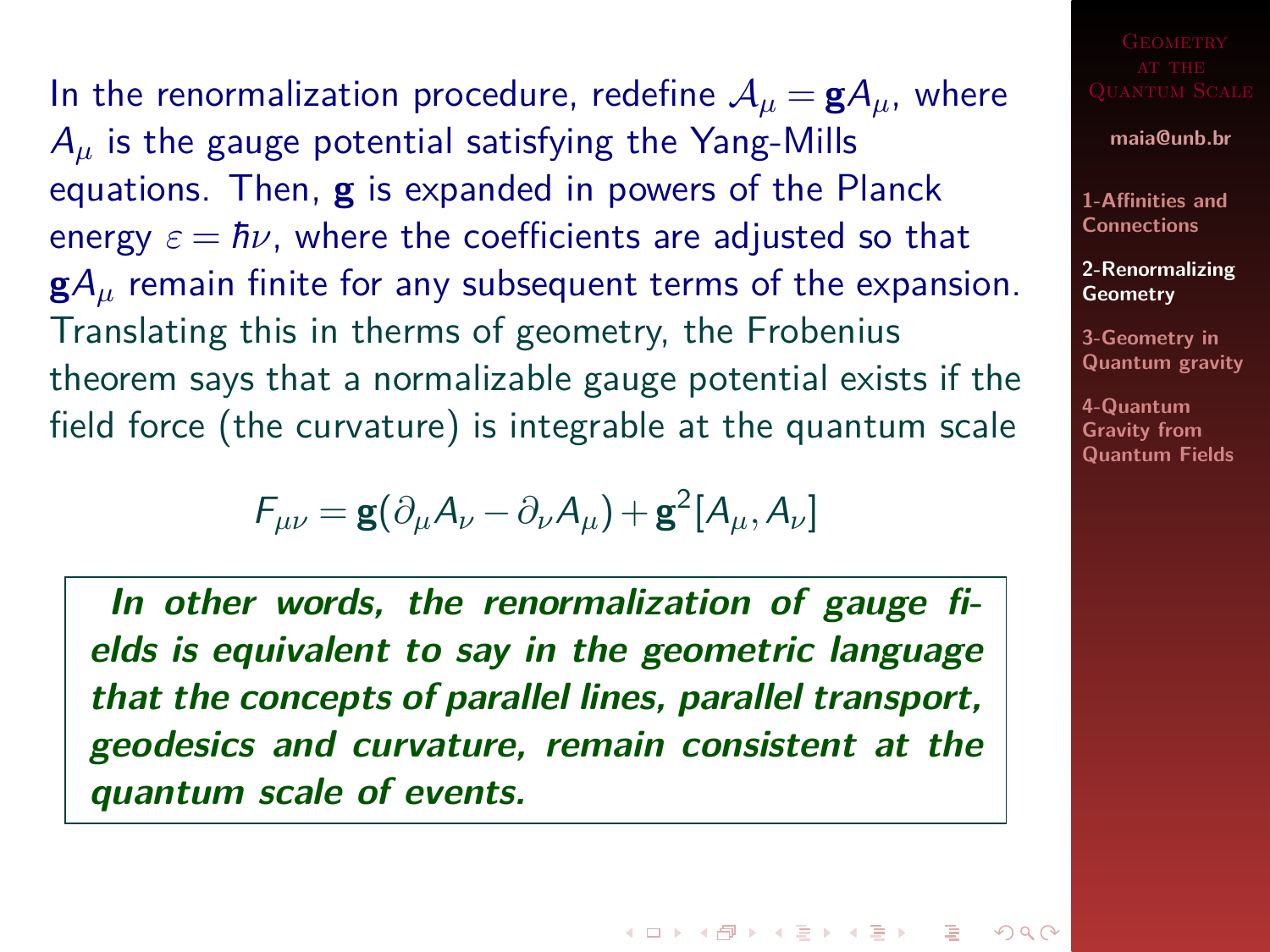In the renormalization procedure, redefine $\mathcal{A}_\mu = \mathbf{g}A_\mu$, where $A_\mu$ is the gauge potential satisfying the Yang-Mills equations. Then, $\mathbf{g}$ is expanded in powers of the Planck energy $\varepsilon = \hbar\nu$, where the coefficients are adjusted so that $\mathbf{g}A_\mu$ remain finite for any subsequent terms of the expansion. Translating this in therms of geometry, the Frobenius theorem says that a normalizable gauge potential exists if the field force (the curvature) is integrable at the quantum scale

$$F_{\mu\nu} = \mathbf{g}(\partial_\mu A_\nu - \partial_\nu A_\mu) + \mathbf{g}^2[A_\mu, A_\nu]$$

***In other words, the renormalization of gauge fields is equivalent to say in the geometric language that the concepts of parallel lines, parallel transport, geodesics and curvature, remain consistent at the quantum scale of events.***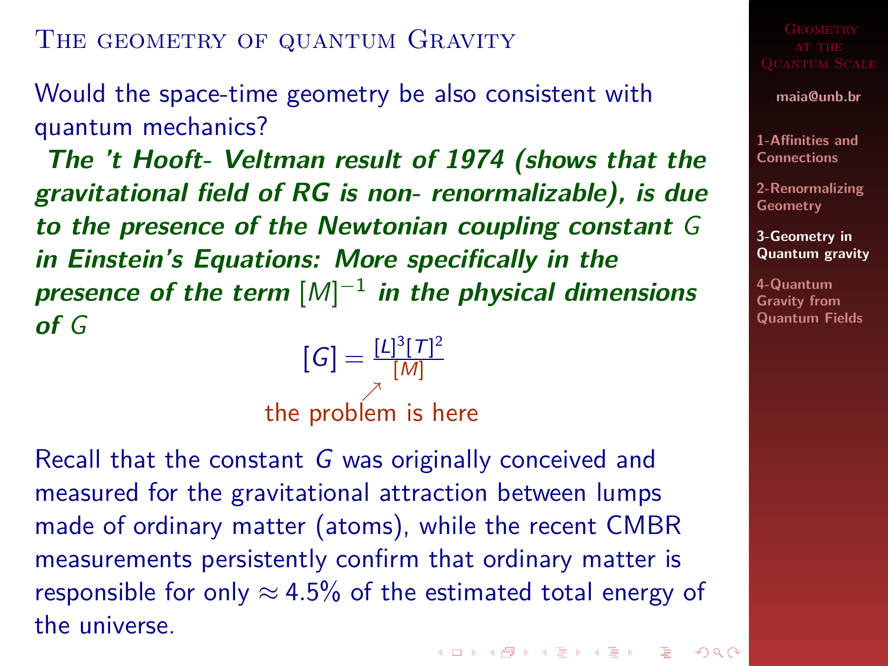## The geometry of quantum Gravity

Would the space-time geometry be also consistent with quantum mechanics?

***The 't Hooft- Veltman result of 1974 (shows that the gravitational field of RG is non- renormalizable), is due to the presence of the Newtonian coupling constant $G$ in Einstein's Equations: More specifically in the presence of the term $[M]^{-1}$ in the physical dimensions of $G$***

$$[G] = \frac{[L]^3[T]^2}{[M]}$$

the problem is here

Recall that the constant $G$ was originally conceived and measured for the gravitational attraction between lumps made of ordinary matter (atoms), while the recent CMBR measurements persistently confirm that ordinary matter is responsible for only $\approx 4.5\%$ of the estimated total energy of the universe.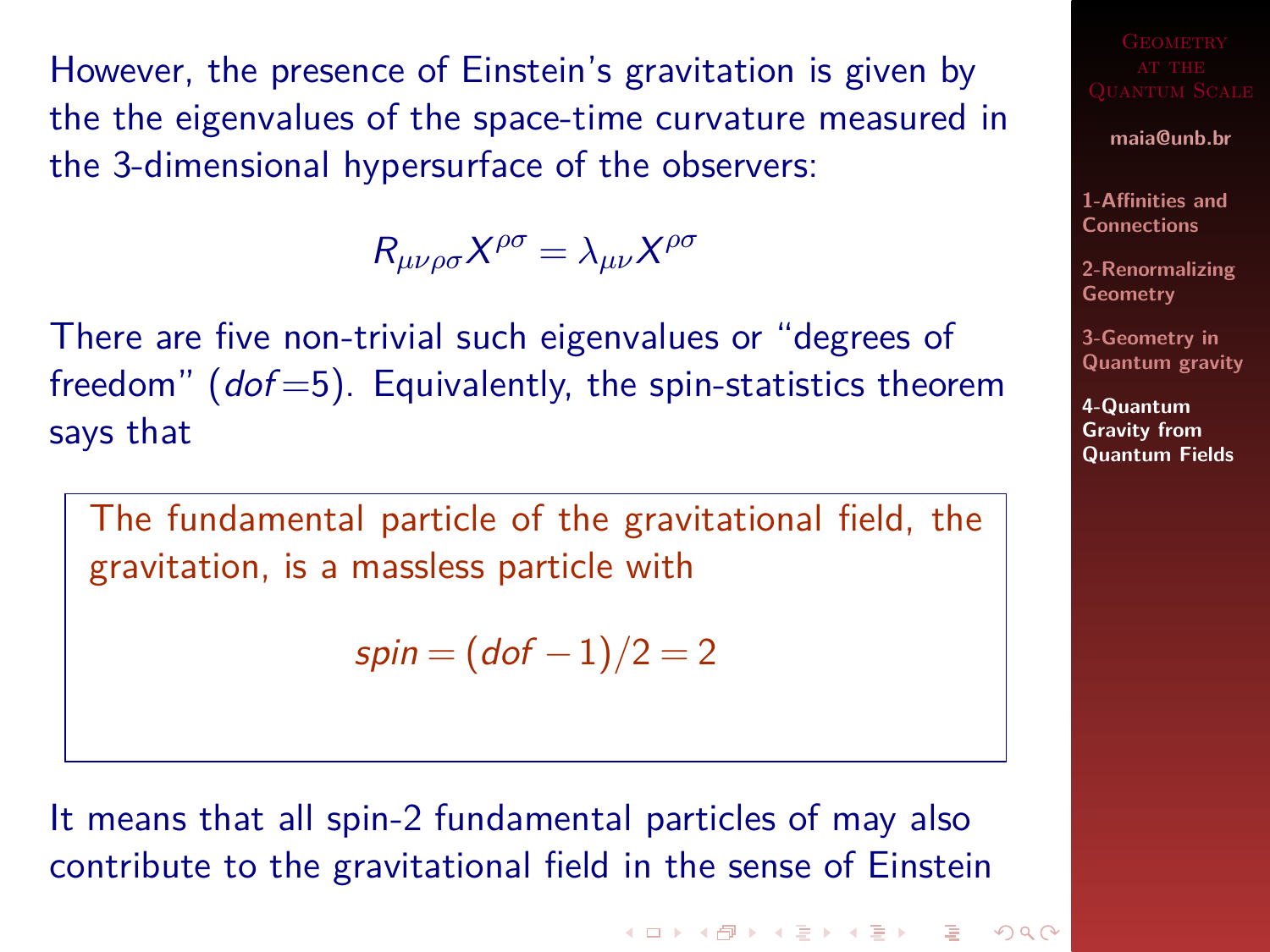However, the presence of Einstein's gravitation is given by the the eigenvalues of the space-time curvature measured in the 3-dimensional hypersurface of the observers:

$$R_{\mu\nu\rho\sigma}X^{\rho\sigma} = \lambda_{\mu\nu}X^{\rho\sigma}$$

There are five non-trivial such eigenvalues or "degrees of freedom" ($dof = 5$). Equivalently, the spin-statistics theorem says that

> The fundamental particle of the gravitational field, the gravitation, is a massless particle with
>
> $$spin = (dof - 1)/2 = 2$$

It means that all spin-2 fundamental particles of may also contribute to the gravitational field in the sense of Einstein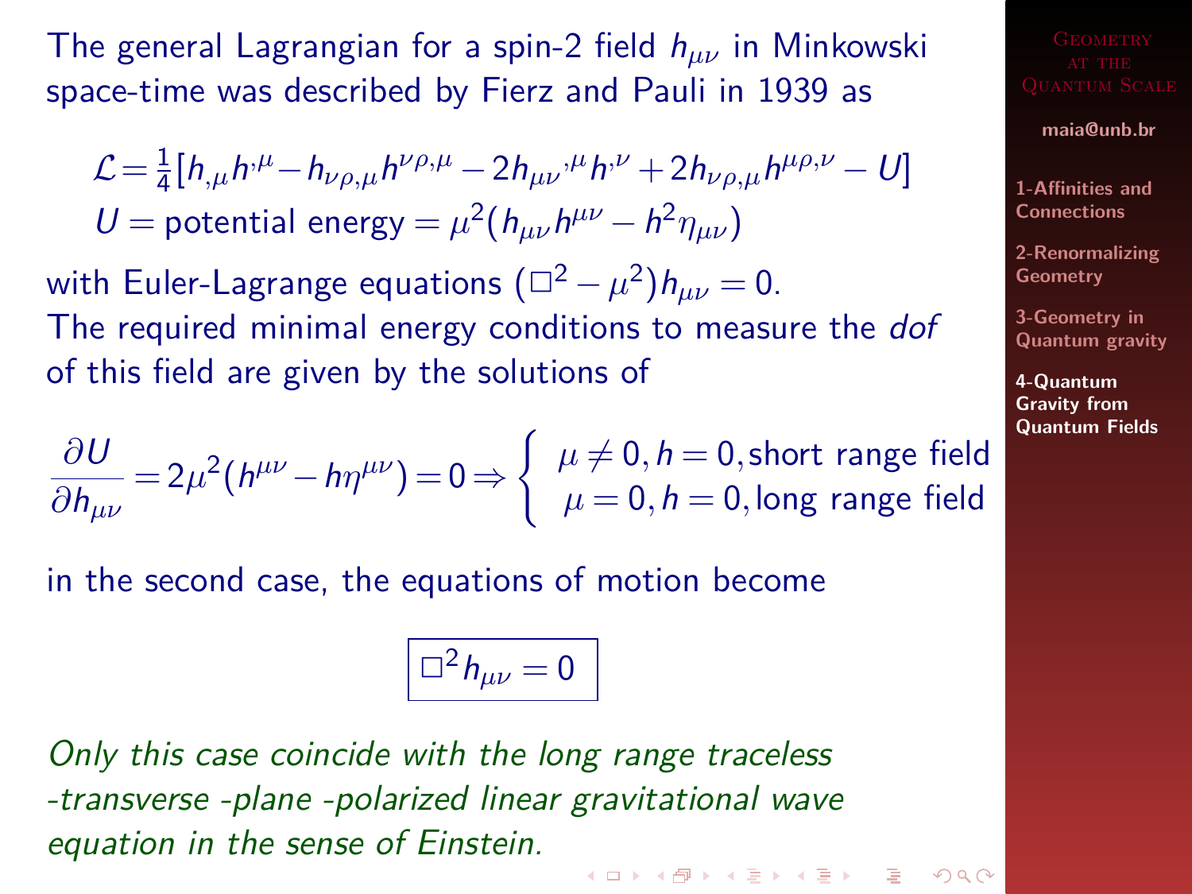The general Lagrangian for a spin-2 field $h_{\mu\nu}$ in Minkowski space-time was described by Fierz and Pauli in 1939 as

$$\mathcal{L} = \frac{1}{4}[h_{,\mu}h^{,\mu} - h_{\nu\rho,\mu}h^{\nu\rho,\mu} - 2h_{\mu\nu}{}^{,\mu}h^{,\nu} + 2h_{\nu\rho,\mu}h^{\mu\rho,\nu} - U]$$
$$U = \text{potential energy} = \mu^2(h_{\mu\nu}h^{\mu\nu} - h^2\eta_{\mu\nu})$$

with Euler-Lagrange equations $(\Box^2 - \mu^2)h_{\mu\nu} = 0$.
The required minimal energy conditions to measure the *dof* of this field are given by the solutions of

$$\frac{\partial U}{\partial h_{\mu\nu}} = 2\mu^2(h^{\mu\nu} - h\eta^{\mu\nu}) = 0 \Rightarrow \begin{cases} \mu \neq 0, h = 0, \text{short range field} \\ \mu = 0, h = 0, \text{long range field} \end{cases}$$

in the second case, the equations of motion become

$$\boxed{\Box^2 h_{\mu\nu} = 0}$$

*Only this case coincide with the long range traceless -transverse -plane -polarized linear gravitational wave equation in the sense of Einstein.*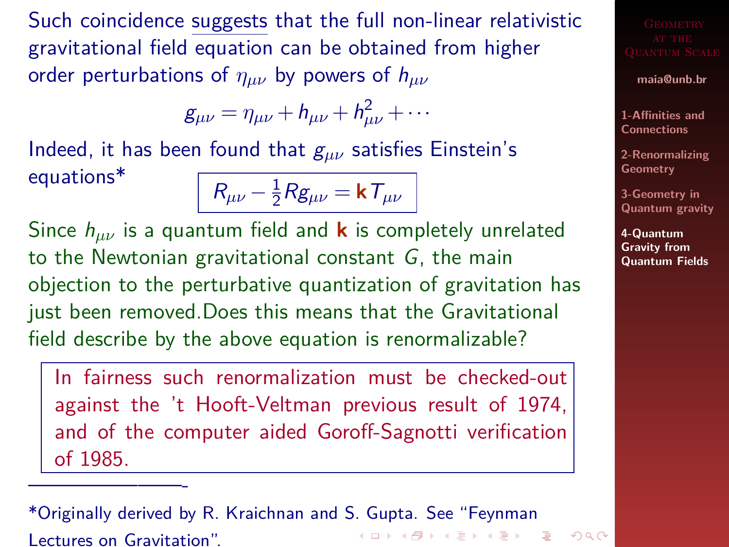Such coincidence suggests that the full non-linear relativistic gravitational field equation can be obtained from higher order perturbations of $\eta_{\mu\nu}$ by powers of $h_{\mu\nu}$

$$g_{\mu\nu} = \eta_{\mu\nu} + h_{\mu\nu} + h^2_{\mu\nu} + \cdots$$

Indeed, it has been found that $g_{\mu\nu}$ satisfies Einstein's equations*

$$\boxed{R_{\mu\nu} - \frac{1}{2}Rg_{\mu\nu} = \mathbf{k}\, T_{\mu\nu}}$$

Since $h_{\mu\nu}$ is a quantum field and **k** is completely unrelated to the Newtonian gravitational constant $G$, the main objection to the perturbative quantization of gravitation has just been removed.Does this means that the Gravitational field describe by the above equation is renormalizable?

> In fairness such renormalization must be checked-out against the 't Hooft-Veltman previous result of 1974, and of the computer aided Goroff-Sagnotti verification of 1985.

---

*Originally derived by R. Kraichnan and S. Gupta. See "Feynman Lectures on Gravitation".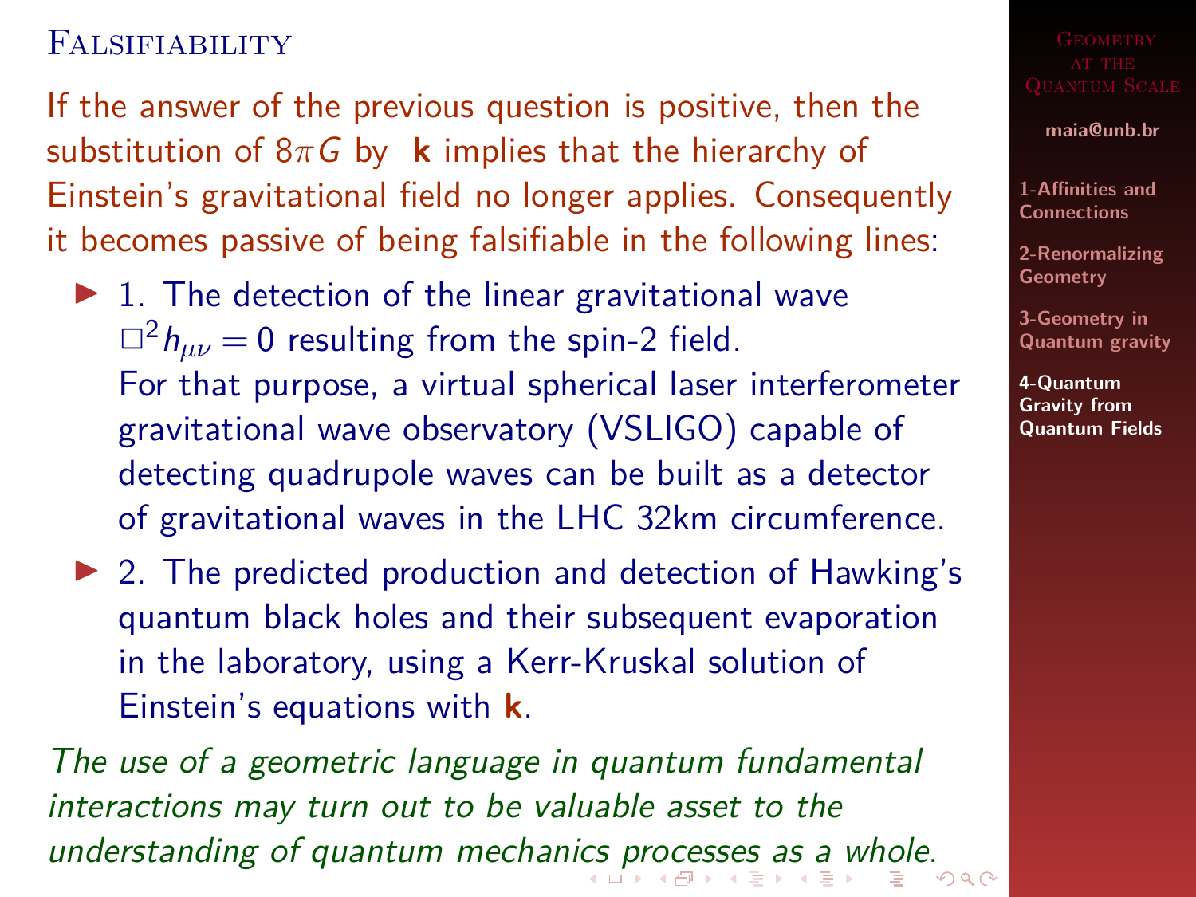## Falsifiability

If the answer of the previous question is positive, then the substitution of $8\pi G$ by **k** implies that the hierarchy of Einstein's gravitational field no longer applies. Consequently it becomes passive of being falsifiable in the following lines:

- 1. The detection of the linear gravitational wave $\square^2 h_{\mu\nu} = 0$ resulting from the spin-2 field.
  For that purpose, a virtual spherical laser interferometer gravitational wave observatory (VSLIGO) capable of detecting quadrupole waves can be built as a detector of gravitational waves in the LHC 32km circumference.
- 2. The predicted production and detection of Hawking's quantum black holes and their subsequent evaporation in the laboratory, using a Kerr-Kruskal solution of Einstein's equations with **k**.

*The use of a geometric language in quantum fundamental interactions may turn out to be valuable asset to the understanding of quantum mechanics processes as a whole.*